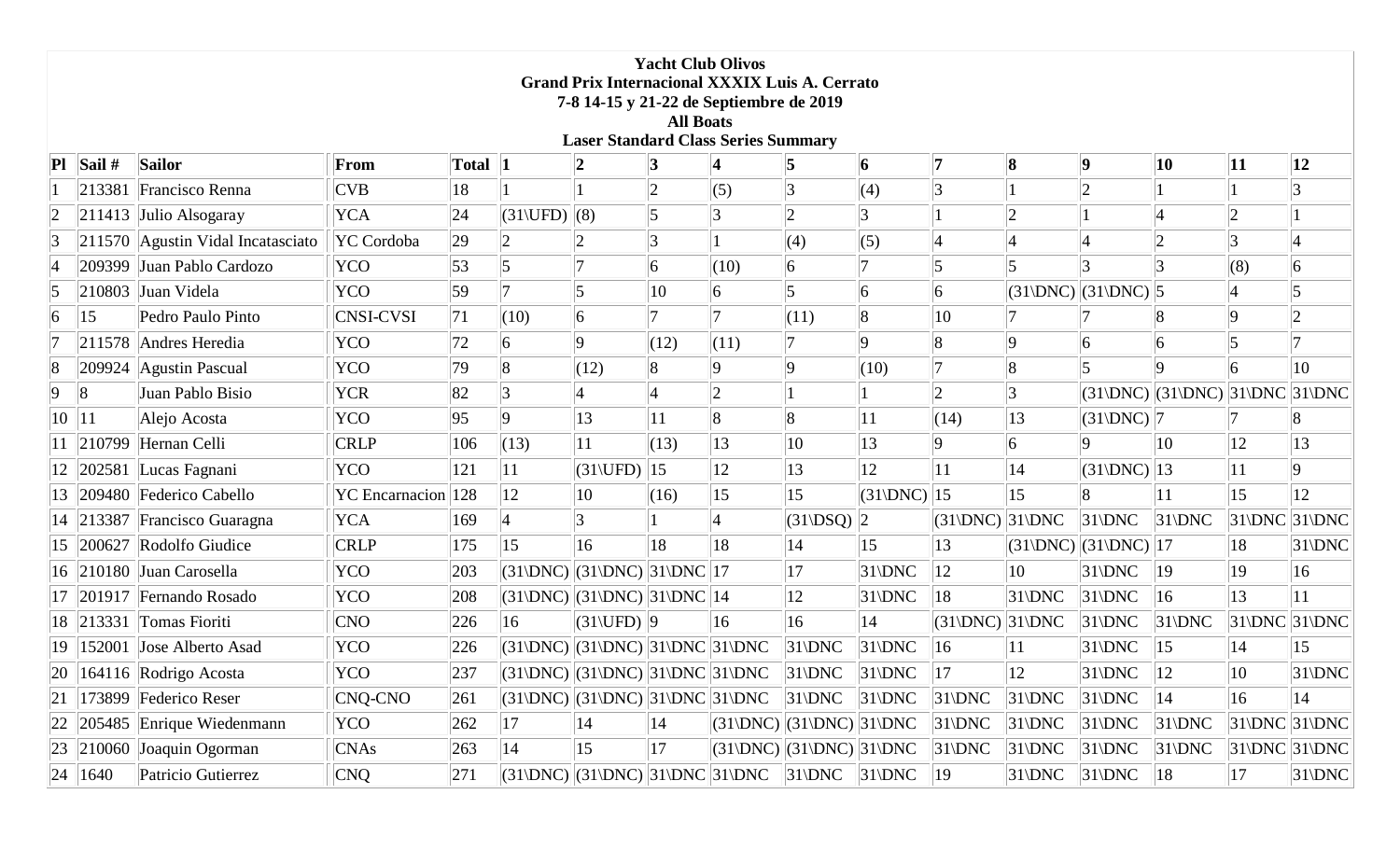**Yacht Club Olivos**
**Grand Prix Internacional XXXIX Luis A. Cerrato**
**7-8 14-15 y 21-22 de Septiembre de 2019**
**All Boats**
**Laser Standard Class Series Summary**

| Pl | Sail # | Sailor | From | Total | 1 | 2 | 3 | 4 | 5 | 6 | 7 | 8 | 9 | 10 | 11 | 12 |
|---|---|---|---|---|---|---|---|---|---|---|---|---|---|---|---|---|
| 1 | 213381 | Francisco Renna | CVB | 18 | 1 | 1 | 2 | (5) | 3 | (4) | 3 | 1 | 2 | 1 | 1 | 3 |
| 2 | 211413 | Julio Alsogaray | YCA | 24 | (31\UFD) | (8) | 5 | 3 | 2 | 3 | 1 | 2 | 1 | 4 | 2 | 1 |
| 3 | 211570 | Agustin Vidal Incatasciato | YC Cordoba | 29 | 2 | 2 | 3 | 1 | (4) | (5) | 4 | 4 | 4 | 2 | 3 | 4 |
| 4 | 209399 | Juan Pablo Cardozo | YCO | 53 | 5 | 7 | 6 | (10) | 6 | 7 | 5 | 5 | 3 | 3 | (8) | 6 |
| 5 | 210803 | Juan Videla | YCO | 59 | 7 | 5 | 10 | 6 | 5 | 6 | 6 | (31\DNC) | (31\DNC) | 5 | 4 | 5 |
| 6 | 15 | Pedro Paulo Pinto | CNSI-CVSI | 71 | (10) | 6 | 7 | 7 | (11) | 8 | 10 | 7 | 7 | 8 | 9 | 2 |
| 7 | 211578 | Andres Heredia | YCO | 72 | 6 | 9 | (12) | (11) | 7 | 9 | 8 | 9 | 6 | 6 | 5 | 7 |
| 8 | 209924 | Agustin Pascual | YCO | 79 | 8 | (12) | 8 | 9 | 9 | (10) | 7 | 8 | 5 | 9 | 6 | 10 |
| 9 | 8 | Juan Pablo Bisio | YCR | 82 | 3 | 4 | 4 | 2 | 1 | 1 | 2 | 3 | (31\DNC) | (31\DNC) | 31\DNC | 31\DNC |
| 10 | 11 | Alejo Acosta | YCO | 95 | 9 | 13 | 11 | 8 | 8 | 11 | (14) | 13 | (31\DNC) | 7 | 7 | 8 |
| 11 | 210799 | Hernan Celli | CRLP | 106 | (13) | 11 | (13) | 13 | 10 | 13 | 9 | 6 | 9 | 10 | 12 | 13 |
| 12 | 202581 | Lucas Fagnani | YCO | 121 | 11 | (31\UFD) | 15 | 12 | 13 | 12 | 11 | 14 | (31\DNC) | 13 | 11 | 9 |
| 13 | 209480 | Federico Cabello | YC Encarnacion | 128 | 12 | 10 | (16) | 15 | 15 | (31\DNC) | 15 | 15 | 8 | 11 | 15 | 12 |
| 14 | 213387 | Francisco Guaragna | YCA | 169 | 4 | 3 | 1 | 4 | (31\DSQ) | 2 | (31\DNC) | 31\DNC | 31\DNC | 31\DNC | 31\DNC | 31\DNC |
| 15 | 200627 | Rodolfo Giudice | CRLP | 175 | 15 | 16 | 18 | 18 | 14 | 15 | 13 | (31\DNC) | (31\DNC) | 17 | 18 | 31\DNC |
| 16 | 210180 | Juan Carosella | YCO | 203 | (31\DNC) | (31\DNC) | 31\DNC | 17 | 17 | 31\DNC | 12 | 10 | 31\DNC | 19 | 19 | 16 |
| 17 | 201917 | Fernando Rosado | YCO | 208 | (31\DNC) | (31\DNC) | 31\DNC | 14 | 12 | 31\DNC | 18 | 31\DNC | 31\DNC | 16 | 13 | 11 |
| 18 | 213331 | Tomas Fioriti | CNO | 226 | 16 | (31\UFD) | 9 | 16 | 16 | 14 | (31\DNC) | 31\DNC | 31\DNC | 31\DNC | 31\DNC | 31\DNC |
| 19 | 152001 | Jose Alberto Asad | YCO | 226 | (31\DNC) | (31\DNC) | 31\DNC | 31\DNC | 31\DNC | 31\DNC | 16 | 11 | 31\DNC | 15 | 14 | 15 |
| 20 | 164116 | Rodrigo Acosta | YCO | 237 | (31\DNC) | (31\DNC) | 31\DNC | 31\DNC | 31\DNC | 31\DNC | 17 | 12 | 31\DNC | 12 | 10 | 31\DNC |
| 21 | 173899 | Federico Reser | CNQ-CNO | 261 | (31\DNC) | (31\DNC) | 31\DNC | 31\DNC | 31\DNC | 31\DNC | 31\DNC | 31\DNC | 31\DNC | 14 | 16 | 14 |
| 22 | 205485 | Enrique Wiedenmann | YCO | 262 | 17 | 14 | 14 | (31\DNC) | (31\DNC) | 31\DNC | 31\DNC | 31\DNC | 31\DNC | 31\DNC | 31\DNC | 31\DNC |
| 23 | 210060 | Joaquin Ogorman | CNAs | 263 | 14 | 15 | 17 | (31\DNC) | (31\DNC) | 31\DNC | 31\DNC | 31\DNC | 31\DNC | 31\DNC | 31\DNC | 31\DNC |
| 24 | 1640 | Patricio Gutierrez | CNQ | 271 | (31\DNC) | (31\DNC) | 31\DNC | 31\DNC | 31\DNC | 31\DNC | 19 | 31\DNC | 31\DNC | 18 | 17 | 31\DNC |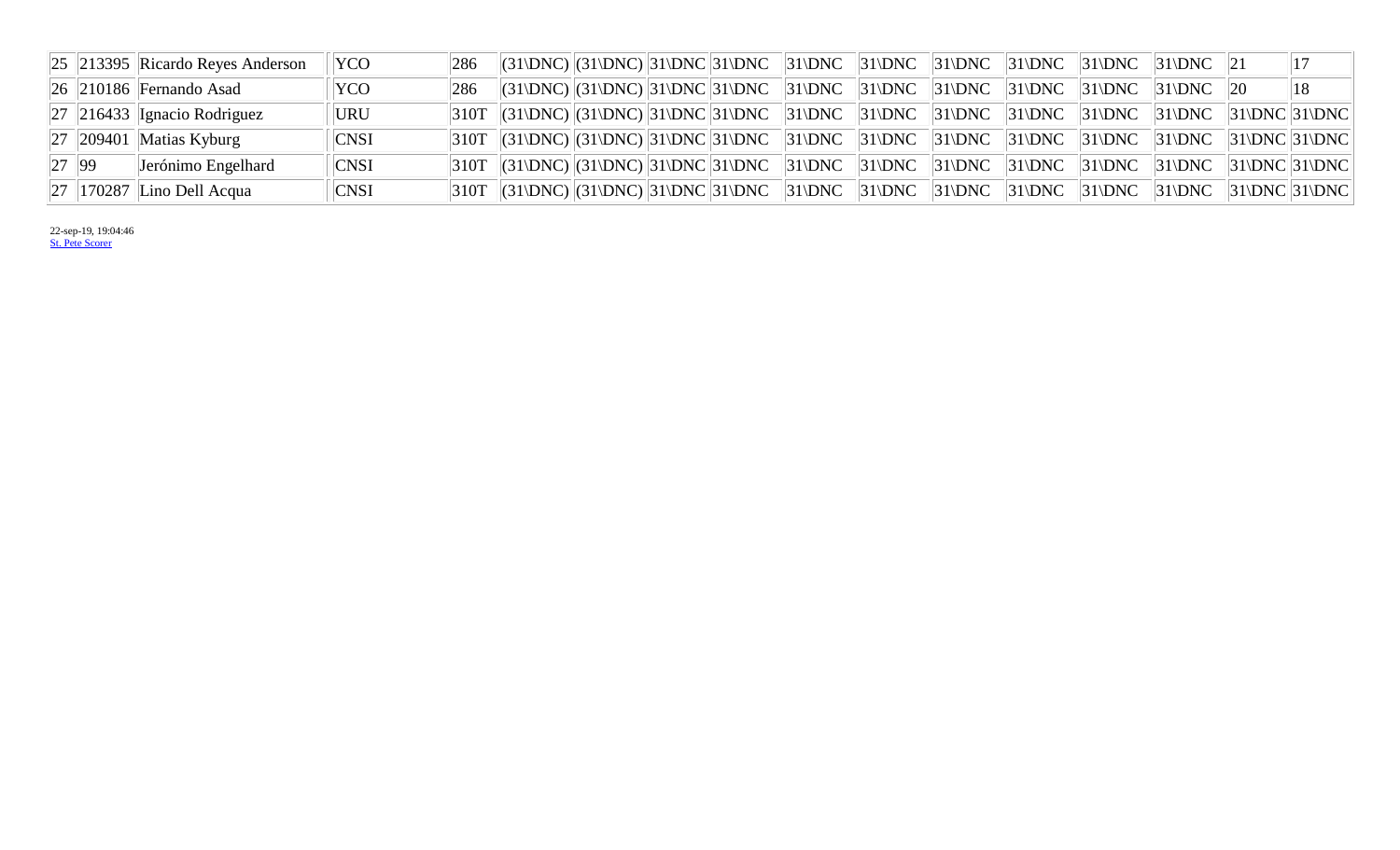| | | | | | | | | | | | | | | | | | |
|---|---|---|---|---|---|---|---|---|---|---|---|---|---|---|---|---|---|
| 25 | 213395 | Ricardo Reyes Anderson | | YCO | 286 | (31\DNC) | (31\DNC) | 31\DNC | 31\DNC | 31\DNC | 31\DNC | 31\DNC | 31\DNC | 31\DNC | 31\DNC | 21 | 17 |
| 26 | 210186 | Fernando Asad | | YCO | 286 | (31\DNC) | (31\DNC) | 31\DNC | 31\DNC | 31\DNC | 31\DNC | 31\DNC | 31\DNC | 31\DNC | 31\DNC | 20 | 18 |
| 27 | 216433 | Ignacio Rodriguez | | URU | 310T | (31\DNC) | (31\DNC) | 31\DNC | 31\DNC | 31\DNC | 31\DNC | 31\DNC | 31\DNC | 31\DNC | 31\DNC | 31\DNC | 31\DNC |
| 27 | 209401 | Matias Kyburg | | CNSI | 310T | (31\DNC) | (31\DNC) | 31\DNC | 31\DNC | 31\DNC | 31\DNC | 31\DNC | 31\DNC | 31\DNC | 31\DNC | 31\DNC | 31\DNC |
| 27 | 99 | Jerónimo Engelhard | | CNSI | 310T | (31\DNC) | (31\DNC) | 31\DNC | 31\DNC | 31\DNC | 31\DNC | 31\DNC | 31\DNC | 31\DNC | 31\DNC | 31\DNC | 31\DNC |
| 27 | 170287 | Lino Dell Acqua | | CNSI | 310T | (31\DNC) | (31\DNC) | 31\DNC | 31\DNC | 31\DNC | 31\DNC | 31\DNC | 31\DNC | 31\DNC | 31\DNC | 31\DNC | 31\DNC |

22-sep-19, 19:04:46
St. Pete Scorer